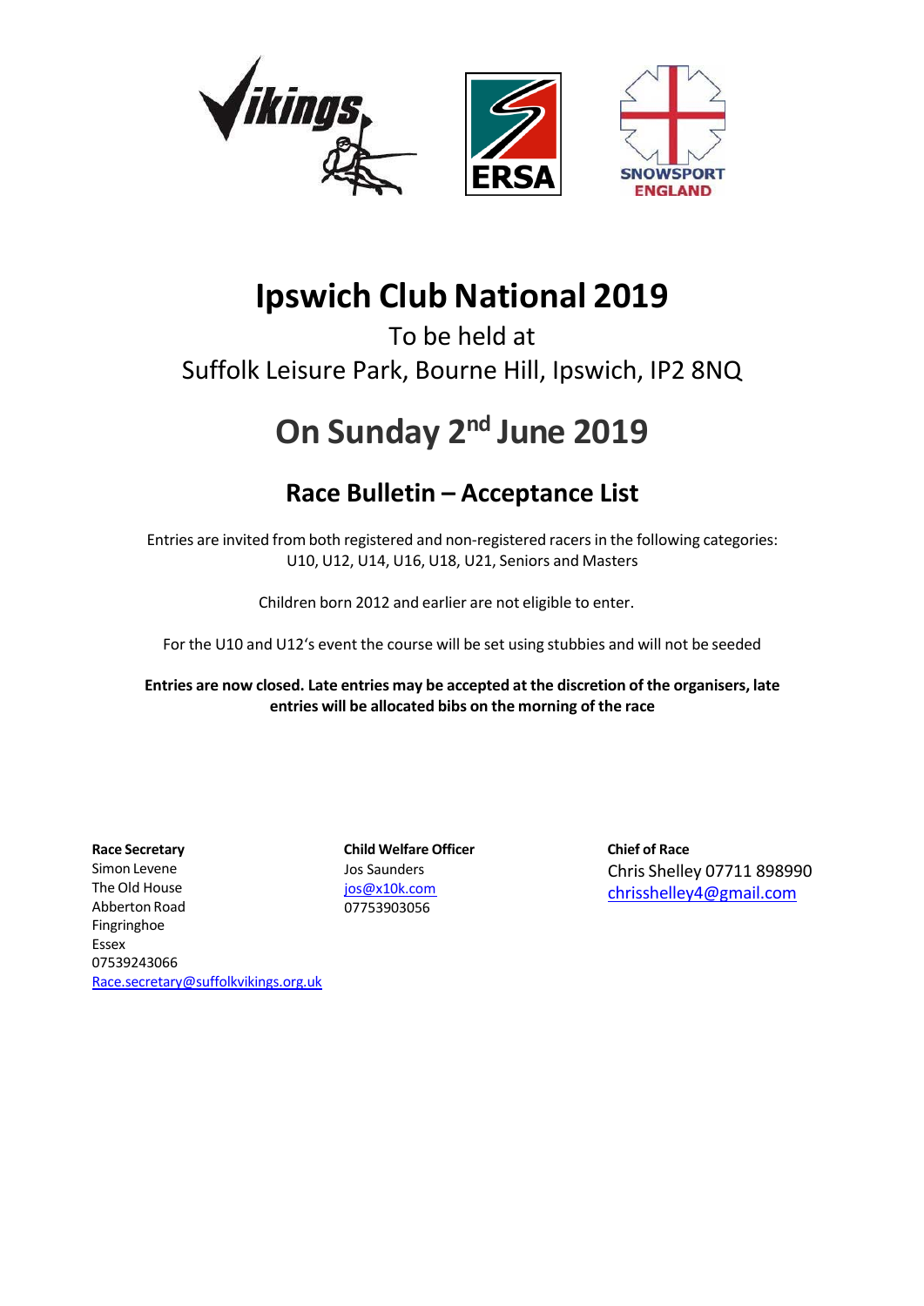# Ipswich Club National 2019

To be held at

Suffolk Leisure Park, Bourne Hill, Ipswich, IP2 8NQ

# On Sunday 2nd June 2019

## Race Bulletin – Acceptance List

Entries are invited from both registered and non-registered racers in the following categories: U10, U12, U14, U16, U18, U21, Seniors and Masters

Children born 2012 and earlier are not eligible to enter.

For the U10 and U12's event the course will be set using stubbies and will not be seeded

**Entries are now closed. Late entries may be accepted at the discretion of the organisers, late entries will be allocated bibs on the morning of the race**

**Race Secretary**
Simon Levene
The Old House
Abberton Road
Fingringhoe
Essex
07539243066
Race.secretary@suffolkvikings.org.uk

**Child Welfare Officer**
Jos Saunders
jos@x10k.com
07753903056

**Chief of Race**
Chris Shelley 07711 898990
chrisshelley4@gmail.com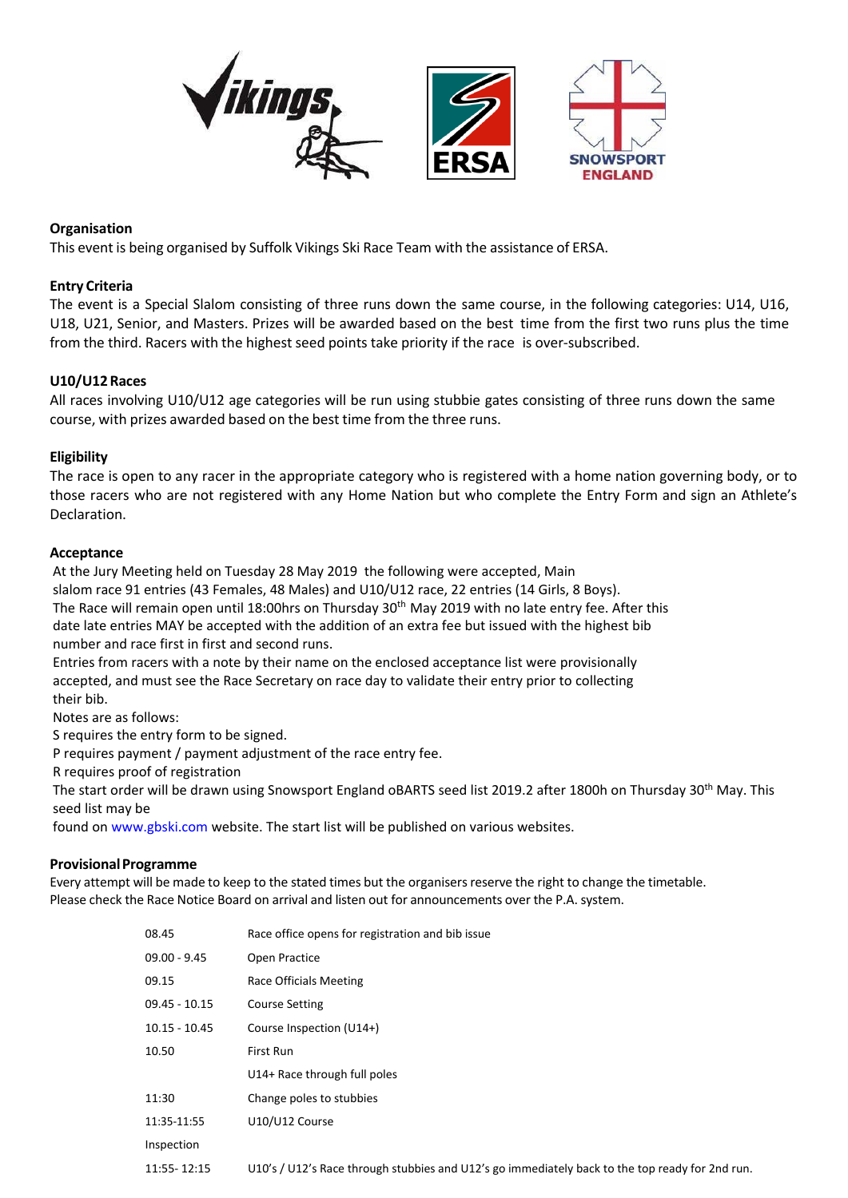## Organisation

This event is being organised by Suffolk Vikings Ski Race Team with the assistance of ERSA.

## Entry Criteria

The event is a Special Slalom consisting of three runs down the same course, in the following categories: U14, U16, U18, U21, Senior, and Masters. Prizes will be awarded based on the best time from the first two runs plus the time from the third. Racers with the highest seed points take priority if the race is over-subscribed.

## U10/U12 Races

All races involving U10/U12 age categories will be run using stubbie gates consisting of three runs down the same course, with prizes awarded based on the best time from the three runs.

## Eligibility

The race is open to any racer in the appropriate category who is registered with a home nation governing body, or to those racers who are not registered with any Home Nation but who complete the Entry Form and sign an Athlete's Declaration.

## Acceptance

At the Jury Meeting held on Tuesday 28 May 2019 the following were accepted, Main slalom race 91 entries (43 Females, 48 Males) and U10/U12 race, 22 entries (14 Girls, 8 Boys).
The Race will remain open until 18:00hrs on Thursday 30th May 2019 with no late entry fee. After this date late entries MAY be accepted with the addition of an extra fee but issued with the highest bib number and race first in first and second runs.
Entries from racers with a note by their name on the enclosed acceptance list were provisionally accepted, and must see the Race Secretary on race day to validate their entry prior to collecting their bib.
Notes are as follows:
S requires the entry form to be signed.
P requires payment / payment adjustment of the race entry fee.
R requires proof of registration
The start order will be drawn using Snowsport England oBARTS seed list 2019.2 after 1800h on Thursday 30th May. This seed list may be found on www.gbski.com website. The start list will be published on various websites.

## Provisional Programme

Every attempt will be made to keep to the stated times but the organisers reserve the right to change the timetable. Please check the Race Notice Board on arrival and listen out for announcements over the P.A. system.

| | |
|---|---|
| 08.45 | Race office opens for registration and bib issue |
| 09.00 - 9.45 | Open Practice |
| 09.15 | Race Officials Meeting |
| 09.45 - 10.15 | Course Setting |
| 10.15 - 10.45 | Course Inspection (U14+) |
| 10.50 | First Run |
| | U14+ Race through full poles |
| 11:30 | Change poles to stubbies |
| 11:35-11:55 | U10/U12 Course |
| Inspection | |
| 11:55- 12:15 | U10's / U12's Race through stubbies and U12's go immediately back to the top ready for 2nd run. |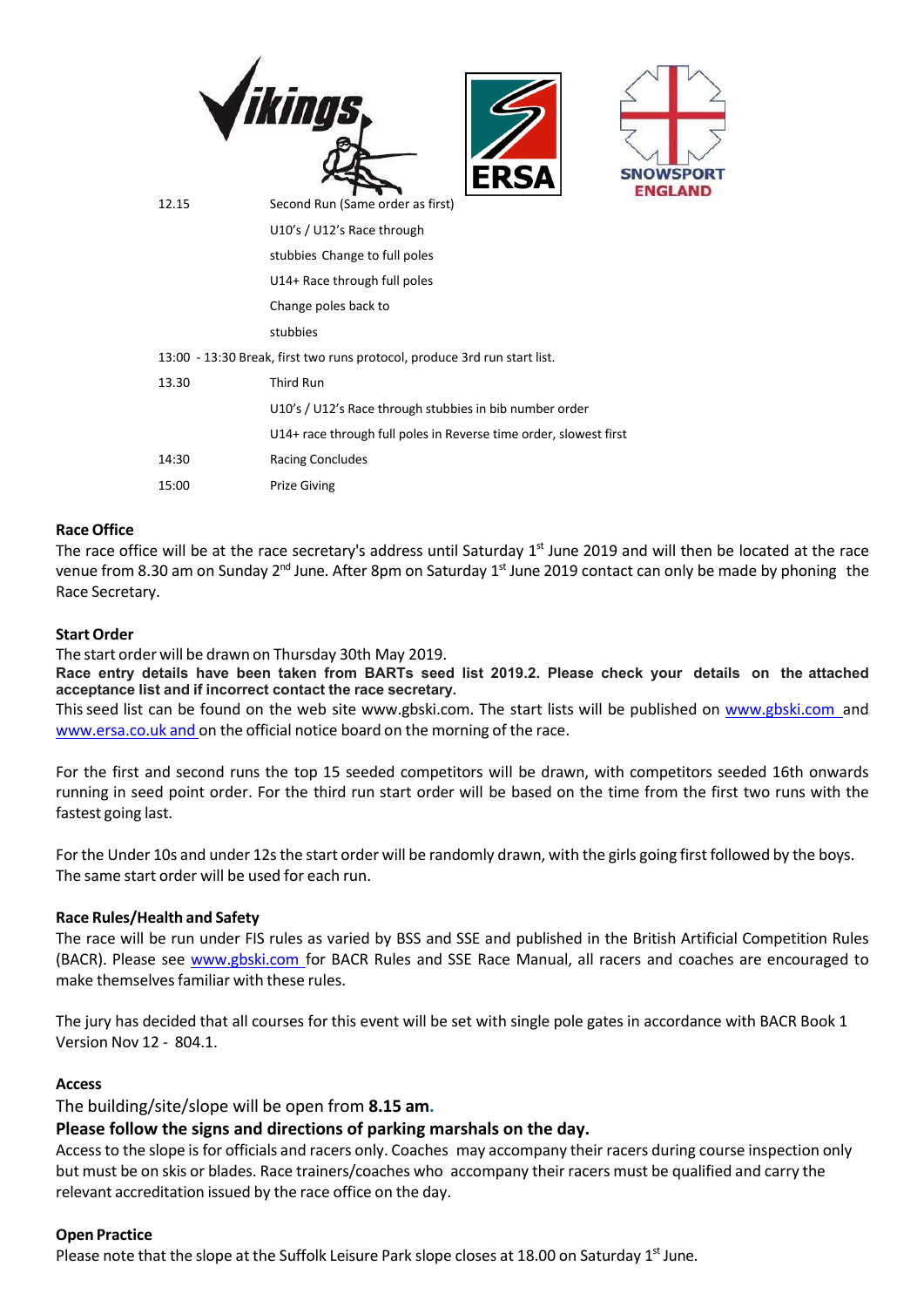| | |
|---|---|
| 12.15 | Second Run (Same order as first) |
| | U10's / U12's Race through |
| | stubbies Change to full poles |
| | U14+ Race through full poles |
| | Change poles back to |
| | stubbies |
| 13:00 - 13:30 Break, first two runs protocol, produce 3rd run start list. | |
| 13.30 | Third Run |
| | U10's / U12's Race through stubbies in bib number order |
| | U14+ race through full poles in Reverse time order, slowest first |
| 14:30 | Racing Concludes |
| 15:00 | Prize Giving |

**Race Office**

The race office will be at the race secretary's address until Saturday 1st June 2019 and will then be located at the race venue from 8.30 am on Sunday 2nd June. After 8pm on Saturday 1st June 2019 contact can only be made by phoning the Race Secretary.

**Start Order**

The start order will be drawn on Thursday 30th May 2019.

**Race entry details have been taken from BARTs seed list 2019.2. Please check your details on the attached acceptance list and if incorrect contact the race secretary.**

This seed list can be found on the web site www.gbski.com. The start lists will be published on www.gbski.com and www.ersa.co.uk and on the official notice board on the morning of the race.

For the first and second runs the top 15 seeded competitors will be drawn, with competitors seeded 16th onwards running in seed point order. For the third run start order will be based on the time from the first two runs with the fastest going last.

For the Under 10s and under 12s the start order will be randomly drawn, with the girls going first followed by the boys. The same start order will be used for each run.

**Race Rules/Health and Safety**

The race will be run under FIS rules as varied by BSS and SSE and published in the British Artificial Competition Rules (BACR). Please see www.gbski.com for BACR Rules and SSE Race Manual, all racers and coaches are encouraged to make themselves familiar with these rules.

The jury has decided that all courses for this event will be set with single pole gates in accordance with BACR Book 1 Version Nov 12 - 804.1.

**Access**

The building/site/slope will be open from **8.15 am**.

**Please follow the signs and directions of parking marshals on the day.**

Access to the slope is for officials and racers only. Coaches may accompany their racers during course inspection only but must be on skis or blades. Race trainers/coaches who accompany their racers must be qualified and carry the relevant accreditation issued by the race office on the day.

**Open Practice**

Please note that the slope at the Suffolk Leisure Park slope closes at 18.00 on Saturday 1st June.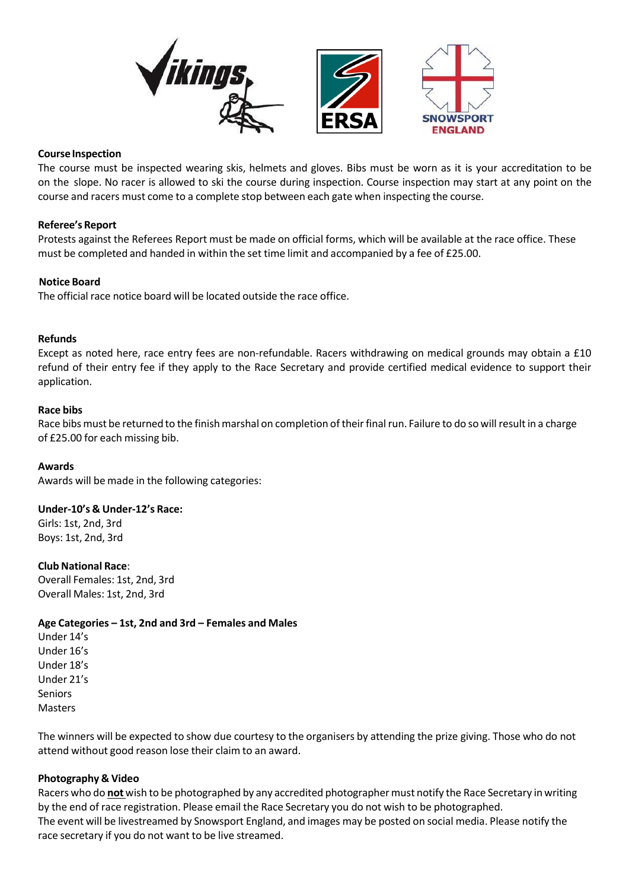**Course Inspection**

The course must be inspected wearing skis, helmets and gloves. Bibs must be worn as it is your accreditation to be on the slope. No racer is allowed to ski the course during inspection. Course inspection may start at any point on the course and racers must come to a complete stop between each gate when inspecting the course.

**Referee's Report**

Protests against the Referees Report must be made on official forms, which will be available at the race office. These must be completed and handed in within the set time limit and accompanied by a fee of £25.00.

**Notice Board**

The official race notice board will be located outside the race office.

**Refunds**

Except as noted here, race entry fees are non-refundable. Racers withdrawing on medical grounds may obtain a £10 refund of their entry fee if they apply to the Race Secretary and provide certified medical evidence to support their application.

**Race bibs**

Race bibs must be returned to the finish marshal on completion of their final run. Failure to do so will result in a charge of £25.00 for each missing bib.

**Awards**

Awards will be made in the following categories:

**Under-10's & Under-12's Race:**
Girls: 1st, 2nd, 3rd
Boys: 1st, 2nd, 3rd

**Club National Race**:
Overall Females: 1st, 2nd, 3rd
Overall Males: 1st, 2nd, 3rd

**Age Categories – 1st, 2nd and 3rd – Females and Males**
Under 14's
Under 16's
Under 18's
Under 21's
Seniors
Masters

The winners will be expected to show due courtesy to the organisers by attending the prize giving. Those who do not attend without good reason lose their claim to an award.

**Photography & Video**

Racers who do **not** wish to be photographed by any accredited photographer must notify the Race Secretary in writing by the end of race registration. Please email the Race Secretary you do not wish to be photographed.
The event will be livestreamed by Snowsport England, and images may be posted on social media. Please notify the race secretary if you do not want to be live streamed.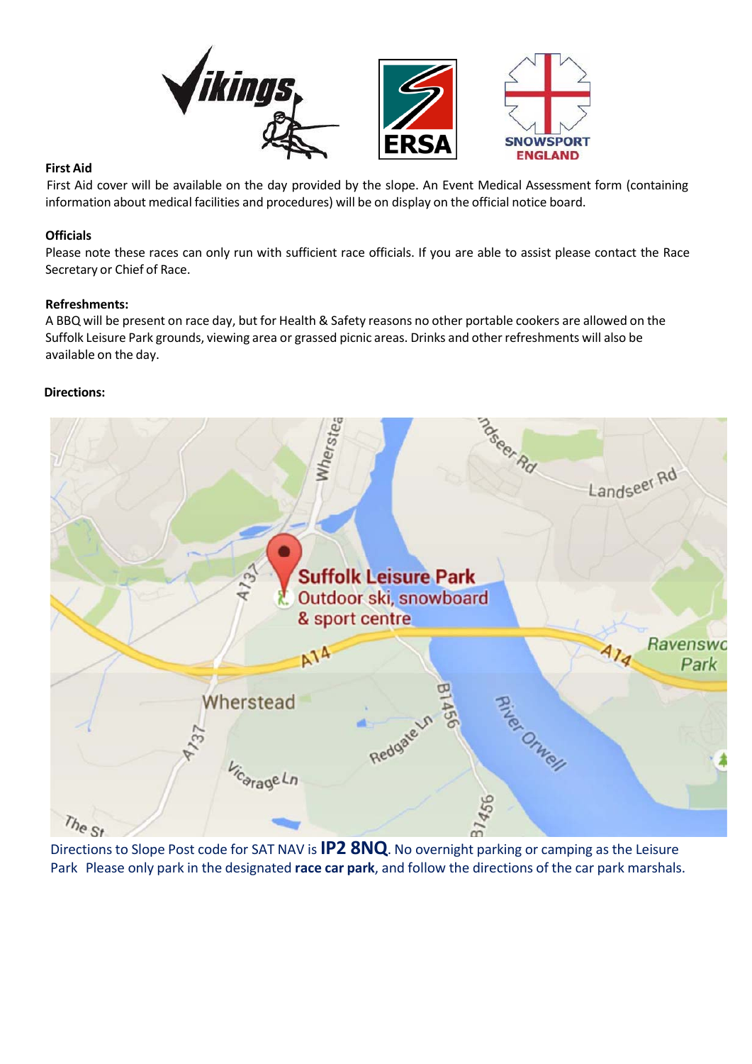**First Aid**

First Aid cover will be available on the day provided by the slope. An Event Medical Assessment form (containing information about medical facilities and procedures) will be on display on the official notice board.

**Officials**

Please note these races can only run with sufficient race officials. If you are able to assist please contact the Race Secretary or Chief of Race.

**Refreshments:**

A BBQ will be present on race day, but for Health & Safety reasons no other portable cookers are allowed on the Suffolk Leisure Park grounds, viewing area or grassed picnic areas. Drinks and other refreshments will also be available on the day.

**Directions:**

Directions to Slope Post code for SAT NAV is **IP2 8NQ**. No overnight parking or camping as the Leisure Park Please only park in the designated **race car park**, and follow the directions of the car park marshals.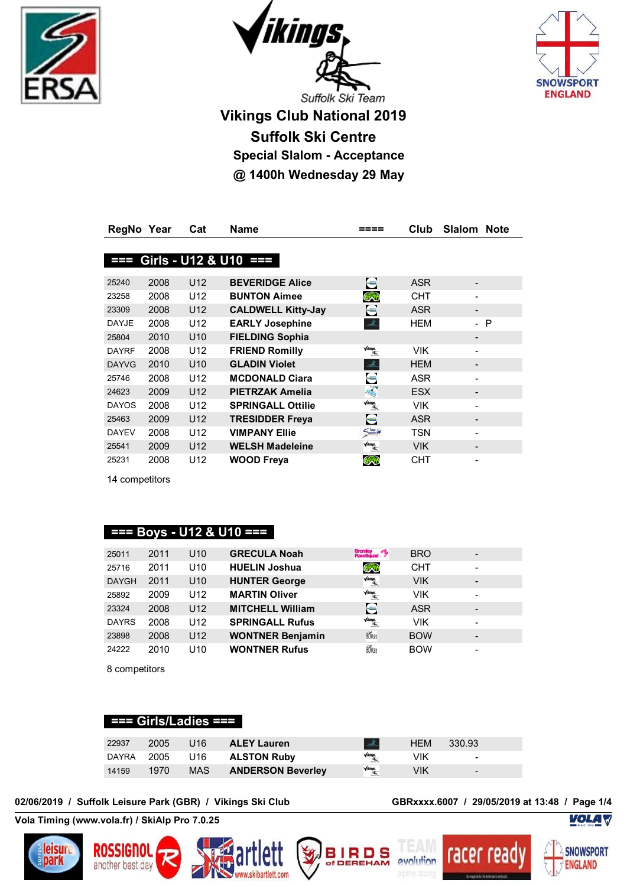# Vikings Club National 2019

## Suffolk Ski Centre

### Special Slalom - Acceptance

### @ 1400h Wednesday 29 May

| RegNo | Year | Cat | Name | ==== | Club | Slalom | Note |
|---|---|---|---|---|---|---|---|
| **=== Girls - U12 & U10 ===** | | | | | | | |
| 25240 | 2008 | U12 | **BEVERIDGE Alice** | | ASR | - | |
| 23258 | 2008 | U12 | **BUNTON Aimee** | | CHT | - | |
| 23309 | 2008 | U12 | **CALDWELL Kitty-Jay** | | ASR | - | |
| DAYJE | 2008 | U12 | **EARLY Josephine** | | HEM | - | P |
| 25804 | 2010 | U10 | **FIELDING Sophia** | | | - | |
| DAYRF | 2008 | U12 | **FRIEND Romilly** | | VIK | - | |
| DAYVG | 2010 | U10 | **GLADIN Violet** | | HEM | - | |
| 25746 | 2008 | U12 | **MCDONALD Ciara** | | ASR | - | |
| 24623 | 2009 | U12 | **PIETRZAK Amelia** | | ESX | - | |
| DAYOS | 2008 | U12 | **SPRINGALL Ottilie** | | VIK | - | |
| 25463 | 2009 | U12 | **TRESIDDER Freya** | | ASR | - | |
| DAYEV | 2008 | U12 | **VIMPANY Ellie** | | TSN | - | |
| 25541 | 2009 | U12 | **WELSH Madeleine** | | VIK | - | |
| 25231 | 2008 | U12 | **WOOD Freya** | | CHT | - | |

14 competitors

| RegNo | Year | Cat | Name | ==== | Club | Slalom | Note |
|---|---|---|---|---|---|---|---|
| **=== Boys - U12 & U10 ===** | | | | | | | |
| 25011 | 2011 | U10 | **GRECULA Noah** | | BRO | - | |
| 25716 | 2011 | U10 | **HUELIN Joshua** | | CHT | - | |
| DAYGH | 2011 | U10 | **HUNTER George** | | VIK | - | |
| 25892 | 2009 | U12 | **MARTIN Oliver** | | VIK | - | |
| 23324 | 2008 | U12 | **MITCHELL William** | | ASR | - | |
| DAYRS | 2008 | U12 | **SPRINGALL Rufus** | | VIK | - | |
| 23898 | 2008 | U12 | **WONTNER Benjamin** | | BOW | - | |
| 24222 | 2010 | U10 | **WONTNER Rufus** | | BOW | - | |

8 competitors

| RegNo | Year | Cat | Name | ==== | Club | Slalom | Note |
|---|---|---|---|---|---|---|---|
| **=== Girls/Ladies ===** | | | | | | | |
| 22937 | 2005 | U16 | **ALEY Lauren** | | HEM | 330.93 | |
| DAYRA | 2005 | U16 | **ALSTON Ruby** | | VIK | - | |
| 14159 | 1970 | MAS | **ANDERSON Beverley** | | VIK | - | |

02/06/2019 / Suffolk Leisure Park (GBR) / Vikings Ski Club — GBRxxxx.6007 / 29/05/2019 at 13:48

Vola Timing (www.vola.fr) / SkiAlp Pro 7.0.25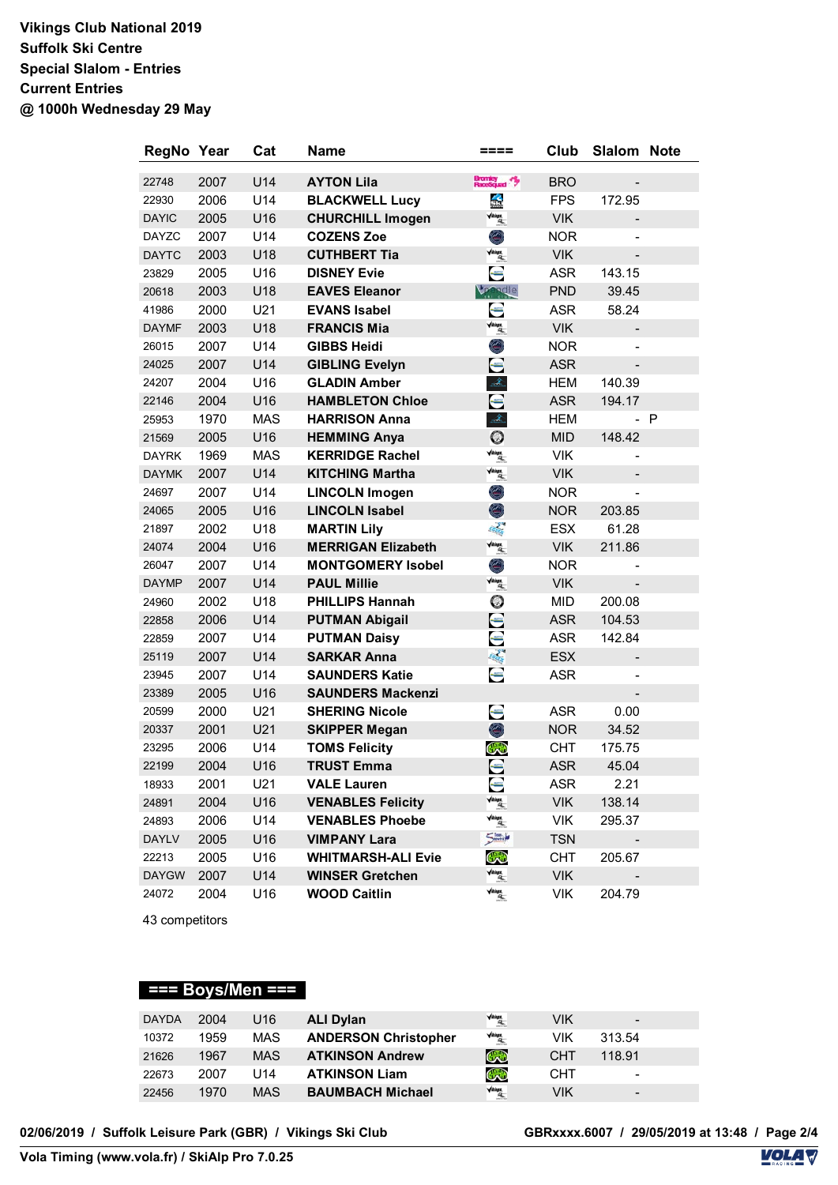**Vikings Club National 2019**
**Suffolk Ski Centre**
**Special Slalom - Entries**
**Current Entries**
**@ 1000h Wednesday 29 May**

| RegNo | Year | Cat | Name | ==== | Club | Slalom | Note |
|---|---|---|---|---|---|---|---|
| 22748 | 2007 | U14 | **AYTON Lila** | | BRO | - | |
| 22930 | 2006 | U14 | **BLACKWELL Lucy** | | FPS | 172.95 | |
| DAYIC | 2005 | U16 | **CHURCHILL Imogen** | | VIK | - | |
| DAYZC | 2007 | U14 | **COZENS Zoe** | | NOR | - | |
| DAYTC | 2003 | U18 | **CUTHBERT Tia** | | VIK | - | |
| 23829 | 2005 | U16 | **DISNEY Evie** | | ASR | 143.15 | |
| 20618 | 2003 | U18 | **EAVES Eleanor** | | PND | 39.45 | |
| 41986 | 2000 | U21 | **EVANS Isabel** | | ASR | 58.24 | |
| DAYMF | 2003 | U18 | **FRANCIS Mia** | | VIK | - | |
| 26015 | 2007 | U14 | **GIBBS Heidi** | | NOR | - | |
| 24025 | 2007 | U14 | **GIBLING Evelyn** | | ASR | - | |
| 24207 | 2004 | U16 | **GLADIN Amber** | | HEM | 140.39 | |
| 22146 | 2004 | U16 | **HAMBLETON Chloe** | | ASR | 194.17 | |
| 25953 | 1970 | MAS | **HARRISON Anna** | | HEM | - | P |
| 21569 | 2005 | U16 | **HEMMING Anya** | | MID | 148.42 | |
| DAYRK | 1969 | MAS | **KERRIDGE Rachel** | | VIK | - | |
| DAYMK | 2007 | U14 | **KITCHING Martha** | | VIK | - | |
| 24697 | 2007 | U14 | **LINCOLN Imogen** | | NOR | - | |
| 24065 | 2005 | U16 | **LINCOLN Isabel** | | NOR | 203.85 | |
| 21897 | 2002 | U18 | **MARTIN Lily** | | ESX | 61.28 | |
| 24074 | 2004 | U16 | **MERRIGAN Elizabeth** | | VIK | 211.86 | |
| 26047 | 2007 | U14 | **MONTGOMERY Isobel** | | NOR | - | |
| DAYMP | 2007 | U14 | **PAUL Millie** | | VIK | - | |
| 24960 | 2002 | U18 | **PHILLIPS Hannah** | | MID | 200.08 | |
| 22858 | 2006 | U14 | **PUTMAN Abigail** | | ASR | 104.53 | |
| 22859 | 2007 | U14 | **PUTMAN Daisy** | | ASR | 142.84 | |
| 25119 | 2007 | U14 | **SARKAR Anna** | | ESX | - | |
| 23945 | 2007 | U14 | **SAUNDERS Katie** | | ASR | - | |
| 23389 | 2005 | U16 | **SAUNDERS Mackenzi** | | | - | |
| 20599 | 2000 | U21 | **SHERING Nicole** | | ASR | 0.00 | |
| 20337 | 2001 | U21 | **SKIPPER Megan** | | NOR | 34.52 | |
| 23295 | 2006 | U14 | **TOMS Felicity** | | CHT | 175.75 | |
| 22199 | 2004 | U16 | **TRUST Emma** | | ASR | 45.04 | |
| 18933 | 2001 | U21 | **VALE Lauren** | | ASR | 2.21 | |
| 24891 | 2004 | U16 | **VENABLES Felicity** | | VIK | 138.14 | |
| 24893 | 2006 | U14 | **VENABLES Phoebe** | | VIK | 295.37 | |
| DAYLV | 2005 | U16 | **VIMPANY Lara** | | TSN | - | |
| 22213 | 2005 | U16 | **WHITMARSH-ALI Evie** | | CHT | 205.67 | |
| DAYGW | 2007 | U14 | **WINSER Gretchen** | | VIK | - | |
| 24072 | 2004 | U16 | **WOOD Caitlin** | | VIK | 204.79 | |

43 competitors

## === Boys/Men ===

| RegNo | Year | Cat | Name | ==== | Club | Slalom | Note |
|---|---|---|---|---|---|---|---|
| DAYDA | 2004 | U16 | **ALI Dylan** | | VIK | - | |
| 10372 | 1959 | MAS | **ANDERSON Christopher** | | VIK | 313.54 | |
| 21626 | 1967 | MAS | **ATKINSON Andrew** | | CHT | 118.91 | |
| 22673 | 2007 | U14 | **ATKINSON Liam** | | CHT | - | |
| 22456 | 1970 | MAS | **BAUMBACH Michael** | | VIK | - | |

02/06/2019 / Suffolk Leisure Park (GBR) / Vikings Ski Club — GBRxxxx.6007 / 29/05/2019 at 13:48

Vola Timing (www.vola.fr) / SkiAlp Pro 7.0.25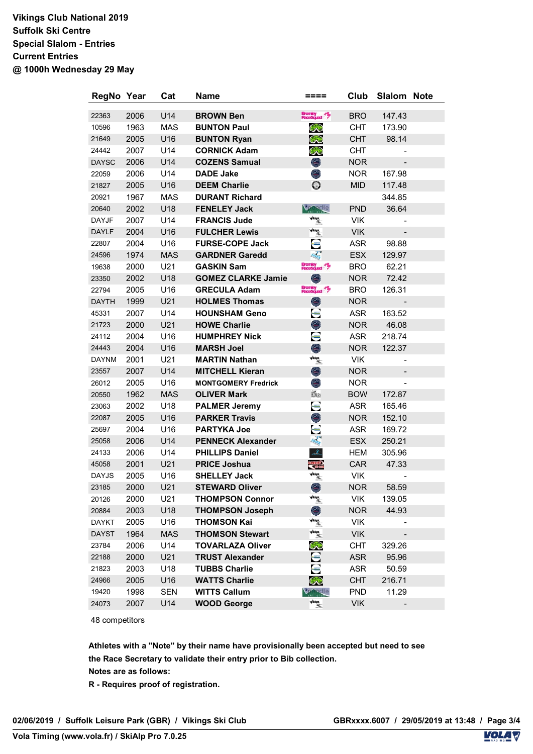**Vikings Club National 2019**
**Suffolk Ski Centre**
**Special Slalom - Entries**
**Current Entries**
**@ 1000h Wednesday 29 May**

| RegNo | Year | Cat | Name | ==== | Club | Slalom | Note |
|---|---|---|---|---|---|---|---|
| 22363 | 2006 | U14 | BROWN Ben | | BRO | 147.43 | |
| 10596 | 1963 | MAS | BUNTON Paul | | CHT | 173.90 | |
| 21649 | 2005 | U16 | BUNTON Ryan | | CHT | 98.14 | |
| 24442 | 2007 | U14 | CORNICK Adam | | CHT | - | |
| DAYSC | 2006 | U14 | COZENS Samual | | NOR | - | |
| 22059 | 2006 | U14 | DADE Jake | | NOR | 167.98 | |
| 21827 | 2005 | U16 | DEEM Charlie | | MID | 117.48 | |
| 20921 | 1967 | MAS | DURANT Richard | | | 344.85 | |
| 20640 | 2002 | U18 | FENELEY Jack | | PND | 36.64 | |
| DAYJF | 2007 | U14 | FRANCIS Jude | | VIK | - | |
| DAYLF | 2004 | U16 | FULCHER Lewis | | VIK | - | |
| 22807 | 2004 | U16 | FURSE-COPE Jack | | ASR | 98.88 | |
| 24596 | 1974 | MAS | GARDNER Garedd | | ESX | 129.97 | |
| 19638 | 2000 | U21 | GASKIN Sam | | BRO | 62.21 | |
| 23350 | 2002 | U18 | GOMEZ CLARKE Jamie | | NOR | 72.42 | |
| 22794 | 2005 | U16 | GRECULA Adam | | BRO | 126.31 | |
| DAYTH | 1999 | U21 | HOLMES Thomas | | NOR | - | |
| 45331 | 2007 | U14 | HOUNSHAM Geno | | ASR | 163.52 | |
| 21723 | 2000 | U21 | HOWE Charlie | | NOR | 46.08 | |
| 24112 | 2004 | U16 | HUMPHREY Nick | | ASR | 218.74 | |
| 24443 | 2004 | U16 | MARSH Joel | | NOR | 122.37 | |
| DAYNM | 2001 | U21 | MARTIN Nathan | | VIK | - | |
| 23557 | 2007 | U14 | MITCHELL Kieran | | NOR | - | |
| 26012 | 2005 | U16 | MONTGOMERY Fredrick | | NOR | - | |
| 20550 | 1962 | MAS | OLIVER Mark | | BOW | 172.87 | |
| 23063 | 2002 | U18 | PALMER Jeremy | | ASR | 165.46 | |
| 22087 | 2005 | U16 | PARKER Travis | | NOR | 152.10 | |
| 25697 | 2004 | U16 | PARTYKA Joe | | ASR | 169.72 | |
| 25058 | 2006 | U14 | PENNECK Alexander | | ESX | 250.21 | |
| 24133 | 2006 | U14 | PHILLIPS Daniel | | HEM | 305.96 | |
| 45058 | 2001 | U21 | PRICE Joshua | | CAR | 47.33 | |
| DAYJS | 2005 | U16 | SHELLEY Jack | | VIK | - | |
| 23185 | 2000 | U21 | STEWARD Oliver | | NOR | 58.59 | |
| 20126 | 2000 | U21 | THOMPSON Connor | | VIK | 139.05 | |
| 20884 | 2003 | U18 | THOMPSON Joseph | | NOR | 44.93 | |
| DAYKT | 2005 | U16 | THOMSON Kai | | VIK | - | |
| DAYST | 1964 | MAS | THOMSON Stewart | | VIK | - | |
| 23784 | 2006 | U14 | TOVARLAZA Oliver | | CHT | 329.26 | |
| 22188 | 2000 | U21 | TRUST Alexander | | ASR | 95.96 | |
| 21823 | 2003 | U18 | TUBBS Charlie | | ASR | 50.59 | |
| 24966 | 2005 | U16 | WATTS Charlie | | CHT | 216.71 | |
| 19420 | 1998 | SEN | WITTS Callum | | PND | 11.29 | |
| 24073 | 2007 | U14 | WOOD George | | VIK | - | |

48 competitors

**Athletes with a "Note" by their name have provisionally been accepted but need to see the Race Secretary to validate their entry prior to Bib collection.**
**Notes are as follows:**
**R - Requires proof of registration.**

**02/06/2019 / Suffolk Leisure Park (GBR) / Vikings Ski Club** **GBRxxxx.6007 / 29/05/2019 at 13:48**
**Vola Timing (www.vola.fr) / SkiAlp Pro 7.0.25**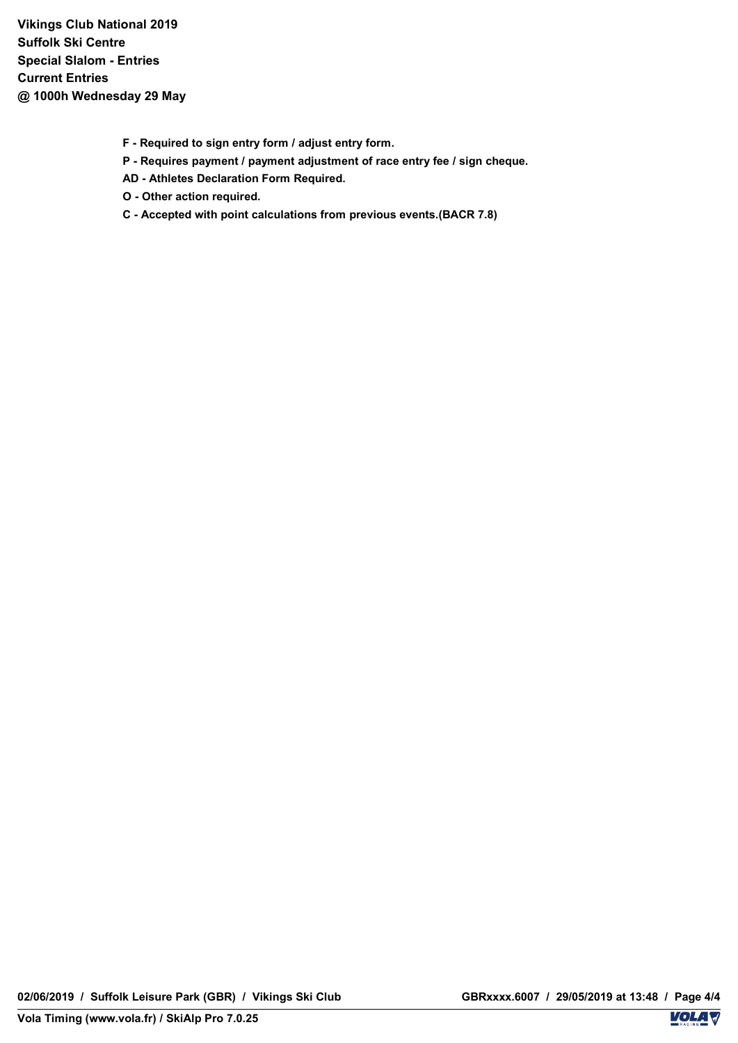**Vikings Club National 2019**
**Suffolk Ski Centre**
**Special Slalom - Entries**
**Current Entries**
**@ 1000h Wednesday 29 May**

**F - Required to sign entry form / adjust entry form.**

**P - Requires payment / payment adjustment of race entry fee / sign cheque.**

**AD - Athletes Declaration Form Required.**

**O - Other action required.**

**C - Accepted with point calculations from previous events.(BACR 7.8)**